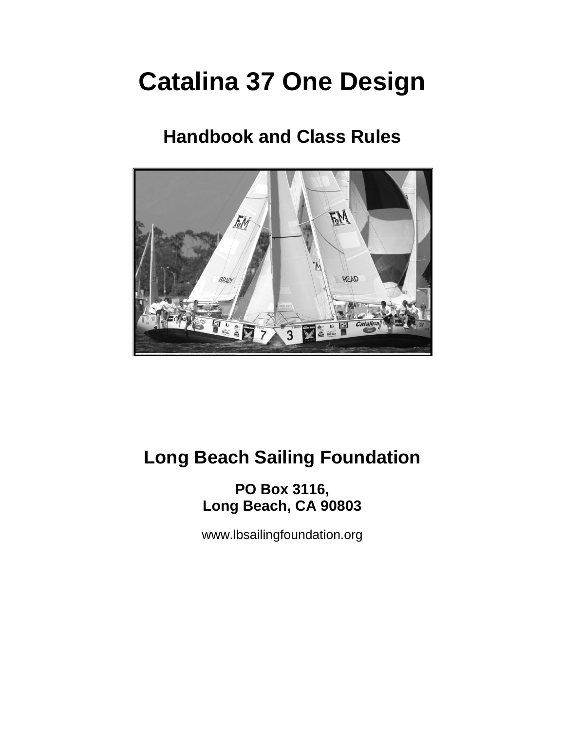# Catalina 37 One Design

## Handbook and Class Rules

## Long Beach Sailing Foundation

**PO Box 3116,**
**Long Beach, CA 90803**

www.lbsailingfoundation.org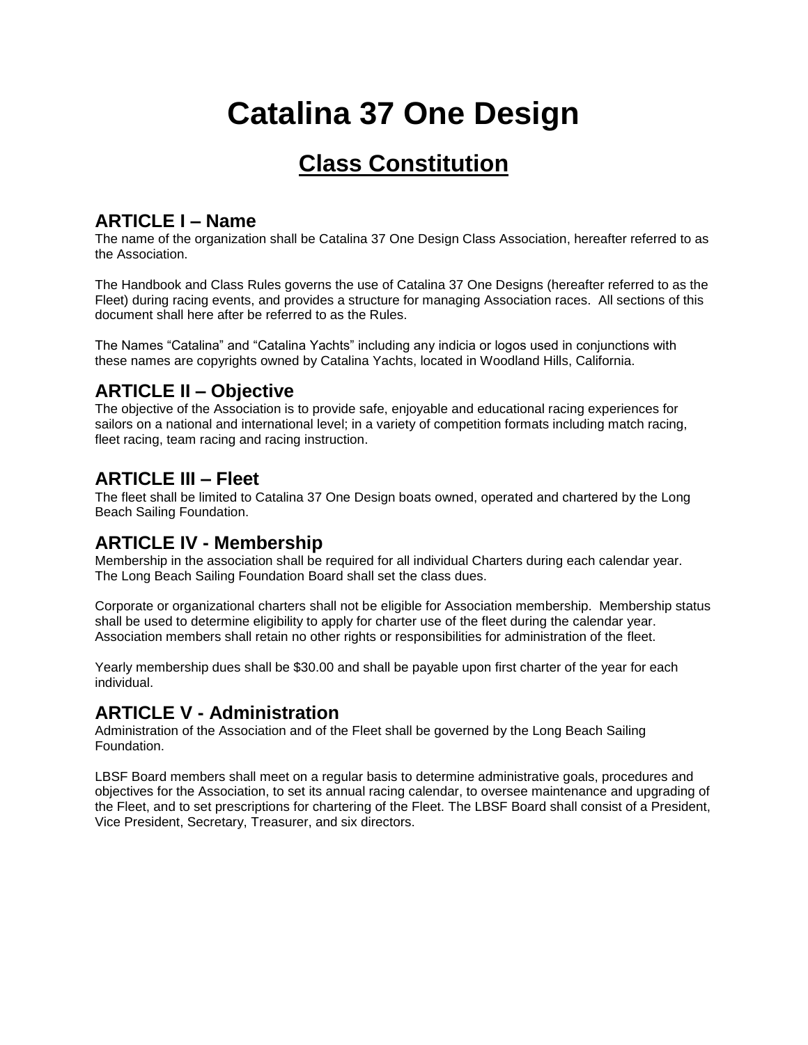# Catalina 37 One Design

## Class Constitution

### ARTICLE I – Name

The name of the organization shall be Catalina 37 One Design Class Association, hereafter referred to as the Association.

The Handbook and Class Rules governs the use of Catalina 37 One Designs (hereafter referred to as the Fleet) during racing events, and provides a structure for managing Association races. All sections of this document shall here after be referred to as the Rules.

The Names "Catalina" and "Catalina Yachts" including any indicia or logos used in conjunctions with these names are copyrights owned by Catalina Yachts, located in Woodland Hills, California.

### ARTICLE II – Objective

The objective of the Association is to provide safe, enjoyable and educational racing experiences for sailors on a national and international level; in a variety of competition formats including match racing, fleet racing, team racing and racing instruction.

### ARTICLE III – Fleet

The fleet shall be limited to Catalina 37 One Design boats owned, operated and chartered by the Long Beach Sailing Foundation.

### ARTICLE IV - Membership

Membership in the association shall be required for all individual Charters during each calendar year. The Long Beach Sailing Foundation Board shall set the class dues.

Corporate or organizational charters shall not be eligible for Association membership. Membership status shall be used to determine eligibility to apply for charter use of the fleet during the calendar year. Association members shall retain no other rights or responsibilities for administration of the fleet.

Yearly membership dues shall be $30.00 and shall be payable upon first charter of the year for each individual.

### ARTICLE V - Administration

Administration of the Association and of the Fleet shall be governed by the Long Beach Sailing Foundation.

LBSF Board members shall meet on a regular basis to determine administrative goals, procedures and objectives for the Association, to set its annual racing calendar, to oversee maintenance and upgrading of the Fleet, and to set prescriptions for chartering of the Fleet. The LBSF Board shall consist of a President, Vice President, Secretary, Treasurer, and six directors.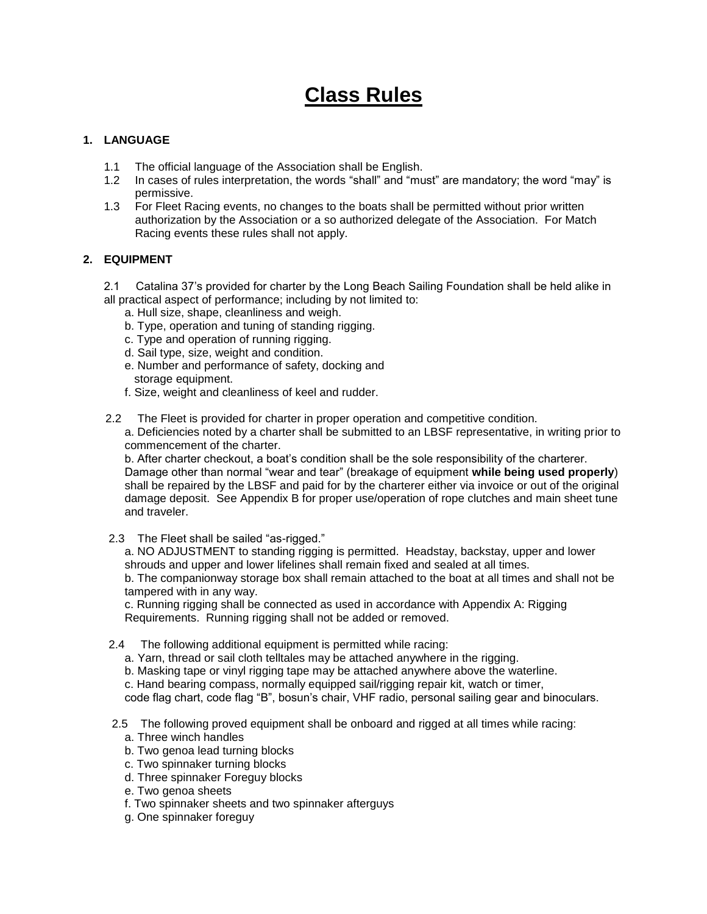# Class Rules

## 1. LANGUAGE

1.1 The official language of the Association shall be English.

1.2 In cases of rules interpretation, the words "shall" and "must" are mandatory; the word "may" is permissive.

1.3 For Fleet Racing events, no changes to the boats shall be permitted without prior written authorization by the Association or a so authorized delegate of the Association. For Match Racing events these rules shall not apply.

## 2. EQUIPMENT

2.1 Catalina 37's provided for charter by the Long Beach Sailing Foundation shall be held alike in all practical aspect of performance; including by not limited to:

a. Hull size, shape, cleanliness and weigh.
b. Type, operation and tuning of standing rigging.
c. Type and operation of running rigging.
d. Sail type, size, weight and condition.
e. Number and performance of safety, docking and storage equipment.
f. Size, weight and cleanliness of keel and rudder.

2.2 The Fleet is provided for charter in proper operation and competitive condition.

a. Deficiencies noted by a charter shall be submitted to an LBSF representative, in writing prior to commencement of the charter.

b. After charter checkout, a boat's condition shall be the sole responsibility of the charterer. Damage other than normal "wear and tear" (breakage of equipment **while being used properly**) shall be repaired by the LBSF and paid for by the charterer either via invoice or out of the original damage deposit. See Appendix B for proper use/operation of rope clutches and main sheet tune and traveler.

2.3 The Fleet shall be sailed "as-rigged."

a. NO ADJUSTMENT to standing rigging is permitted. Headstay, backstay, upper and lower shrouds and upper and lower lifelines shall remain fixed and sealed at all times.

b. The companionway storage box shall remain attached to the boat at all times and shall not be tampered with in any way.

c. Running rigging shall be connected as used in accordance with Appendix A: Rigging Requirements. Running rigging shall not be added or removed.

2.4 The following additional equipment is permitted while racing:

a. Yarn, thread or sail cloth telltales may be attached anywhere in the rigging.
b. Masking tape or vinyl rigging tape may be attached anywhere above the waterline.
c. Hand bearing compass, normally equipped sail/rigging repair kit, watch or timer, code flag chart, code flag "B", bosun's chair, VHF radio, personal sailing gear and binoculars.

2.5 The following proved equipment shall be onboard and rigged at all times while racing:

a. Three winch handles
b. Two genoa lead turning blocks
c. Two spinnaker turning blocks
d. Three spinnaker Foreguy blocks
e. Two genoa sheets
f. Two spinnaker sheets and two spinnaker afterguys
g. One spinnaker foreguy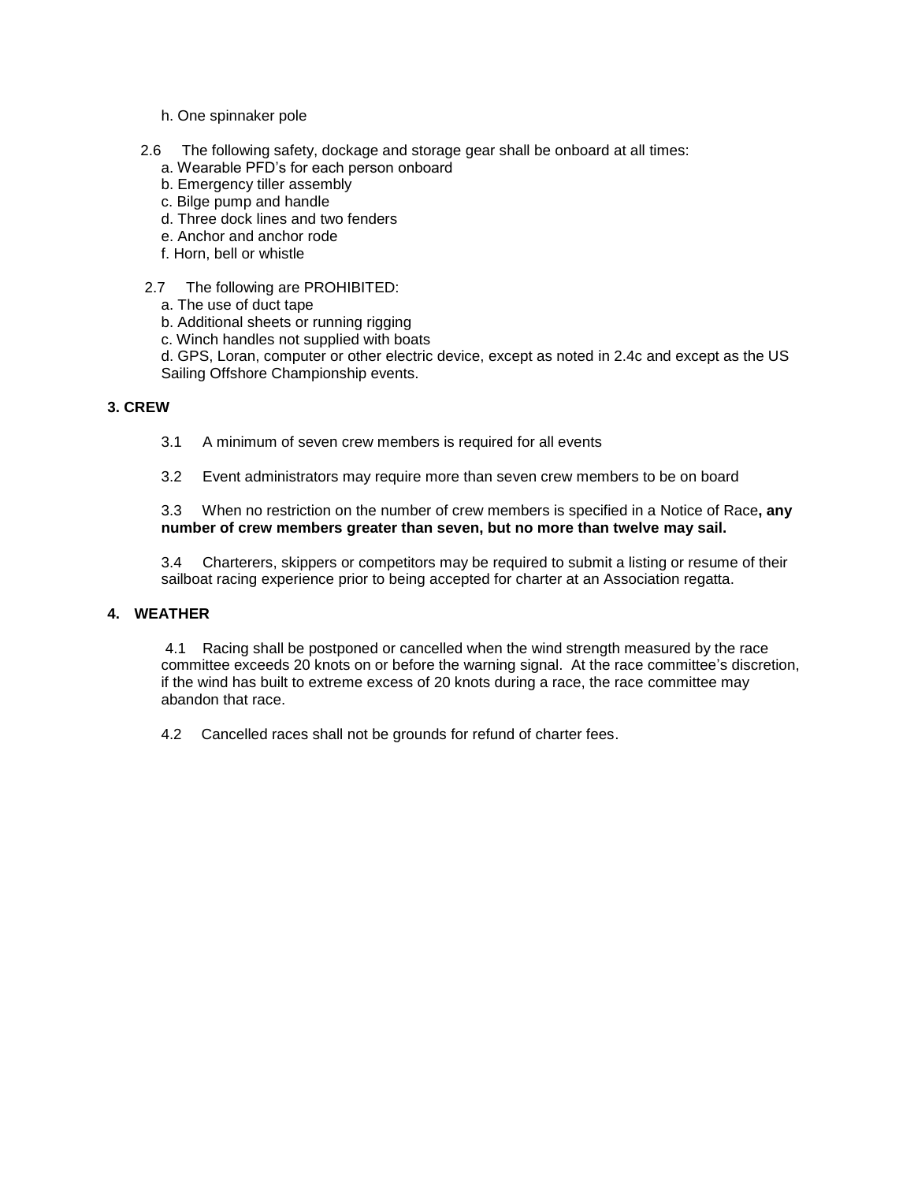h. One spinnaker pole

2.6 The following safety, dockage and storage gear shall be onboard at all times:

a. Wearable PFD's for each person onboard
b. Emergency tiller assembly
c. Bilge pump and handle
d. Three dock lines and two fenders
e. Anchor and anchor rode
f. Horn, bell or whistle

2.7 The following are PROHIBITED:

a. The use of duct tape
b. Additional sheets or running rigging
c. Winch handles not supplied with boats
d. GPS, Loran, computer or other electric device, except as noted in 2.4c and except as the US Sailing Offshore Championship events.

## 3. CREW

3.1 A minimum of seven crew members is required for all events

3.2 Event administrators may require more than seven crew members to be on board

3.3 When no restriction on the number of crew members is specified in a Notice of Race**, any number of crew members greater than seven, but no more than twelve may sail.**

3.4 Charterers, skippers or competitors may be required to submit a listing or resume of their sailboat racing experience prior to being accepted for charter at an Association regatta.

## 4. WEATHER

4.1 Racing shall be postponed or cancelled when the wind strength measured by the race committee exceeds 20 knots on or before the warning signal. At the race committee's discretion, if the wind has built to extreme excess of 20 knots during a race, the race committee may abandon that race.

4.2 Cancelled races shall not be grounds for refund of charter fees.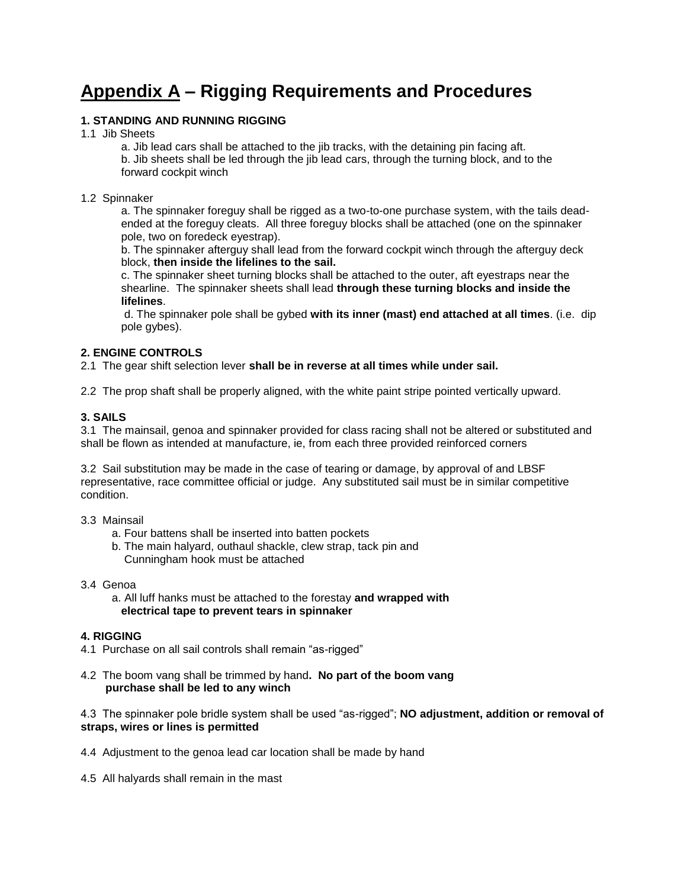# **Appendix A** – Rigging Requirements and Procedures

### 1. STANDING AND RUNNING RIGGING

1.1 Jib Sheets

a. Jib lead cars shall be attached to the jib tracks, with the detaining pin facing aft.
b. Jib sheets shall be led through the jib lead cars, through the turning block, and to the forward cockpit winch

1.2 Spinnaker

a. The spinnaker foreguy shall be rigged as a two-to-one purchase system, with the tails dead-ended at the foreguy cleats. All three foreguy blocks shall be attached (one on the spinnaker pole, two on foredeck eyestrap).
b. The spinnaker afterguy shall lead from the forward cockpit winch through the afterguy deck block, **then inside the lifelines to the sail.**
c. The spinnaker sheet turning blocks shall be attached to the outer, aft eyestraps near the shearline. The spinnaker sheets shall lead **through these turning blocks and inside the lifelines**.
d. The spinnaker pole shall be gybed **with its inner (mast) end attached at all times**. (i.e. dip pole gybes).

### 2. ENGINE CONTROLS

2.1 The gear shift selection lever **shall be in reverse at all times while under sail.**

2.2 The prop shaft shall be properly aligned, with the white paint stripe pointed vertically upward.

### 3. SAILS

3.1 The mainsail, genoa and spinnaker provided for class racing shall not be altered or substituted and shall be flown as intended at manufacture, ie, from each three provided reinforced corners

3.2 Sail substitution may be made in the case of tearing or damage, by approval of and LBSF representative, race committee official or judge. Any substituted sail must be in similar competitive condition.

3.3 Mainsail

a. Four battens shall be inserted into batten pockets
b. The main halyard, outhaul shackle, clew strap, tack pin and Cunningham hook must be attached

3.4 Genoa

a. All luff hanks must be attached to the forestay **and wrapped with electrical tape to prevent tears in spinnaker**

### 4. RIGGING

4.1 Purchase on all sail controls shall remain "as-rigged"

4.2 The boom vang shall be trimmed by hand**. No part of the boom vang purchase shall be led to any winch**

4.3 The spinnaker pole bridle system shall be used "as-rigged"; **NO adjustment, addition or removal of straps, wires or lines is permitted**

4.4 Adjustment to the genoa lead car location shall be made by hand

4.5 All halyards shall remain in the mast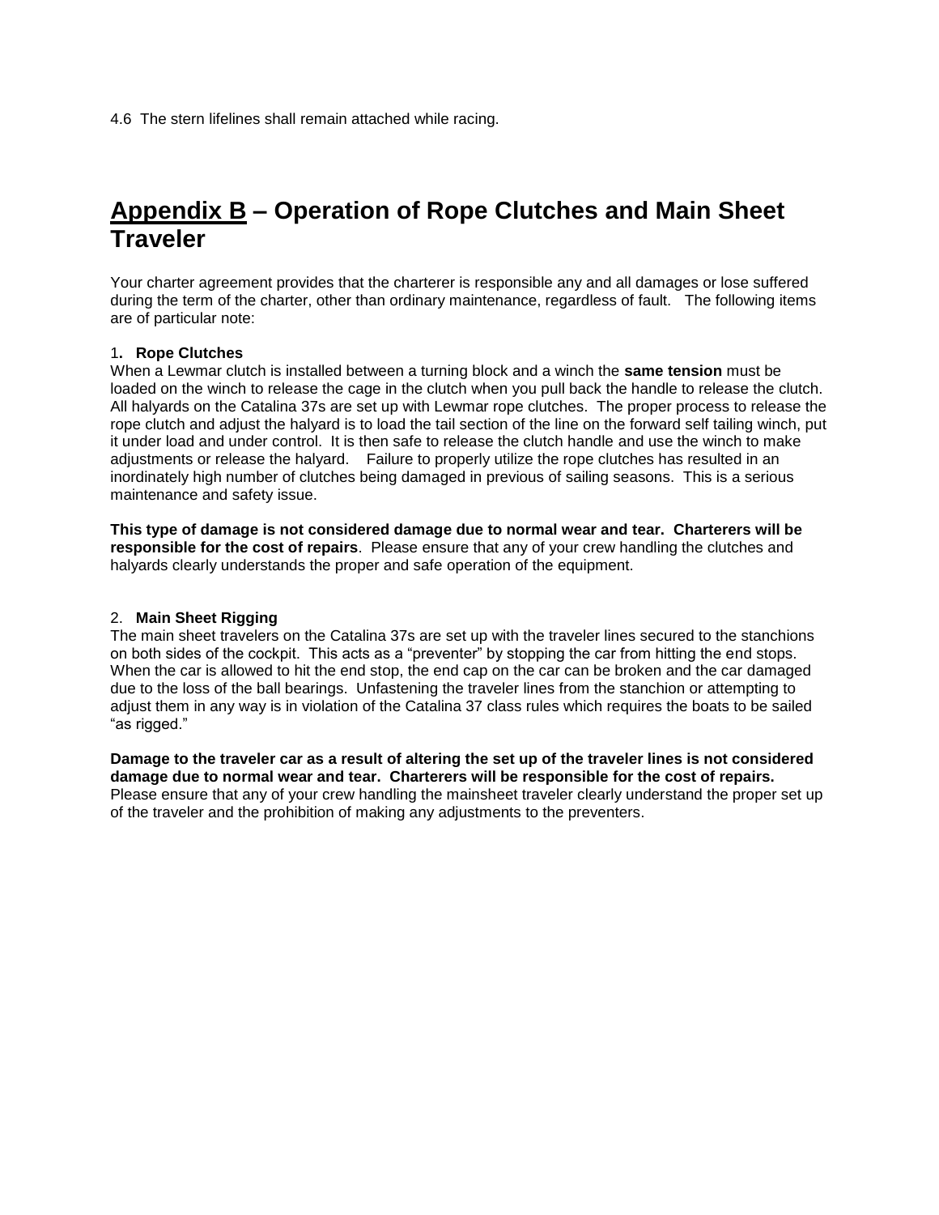4.6 The stern lifelines shall remain attached while racing.

# Appendix B – Operation of Rope Clutches and Main Sheet Traveler

Your charter agreement provides that the charterer is responsible any and all damages or lose suffered during the term of the charter, other than ordinary maintenance, regardless of fault. The following items are of particular note:

1**. Rope Clutches**

When a Lewmar clutch is installed between a turning block and a winch the **same tension** must be loaded on the winch to release the cage in the clutch when you pull back the handle to release the clutch. All halyards on the Catalina 37s are set up with Lewmar rope clutches. The proper process to release the rope clutch and adjust the halyard is to load the tail section of the line on the forward self tailing winch, put it under load and under control. It is then safe to release the clutch handle and use the winch to make adjustments or release the halyard. Failure to properly utilize the rope clutches has resulted in an inordinately high number of clutches being damaged in previous of sailing seasons. This is a serious maintenance and safety issue.

**This type of damage is not considered damage due to normal wear and tear. Charterers will be responsible for the cost of repairs**. Please ensure that any of your crew handling the clutches and halyards clearly understands the proper and safe operation of the equipment.

2. **Main Sheet Rigging**

The main sheet travelers on the Catalina 37s are set up with the traveler lines secured to the stanchions on both sides of the cockpit. This acts as a "preventer" by stopping the car from hitting the end stops. When the car is allowed to hit the end stop, the end cap on the car can be broken and the car damaged due to the loss of the ball bearings. Unfastening the traveler lines from the stanchion or attempting to adjust them in any way is in violation of the Catalina 37 class rules which requires the boats to be sailed "as rigged."

**Damage to the traveler car as a result of altering the set up of the traveler lines is not considered damage due to normal wear and tear. Charterers will be responsible for the cost of repairs.** Please ensure that any of your crew handling the mainsheet traveler clearly understand the proper set up of the traveler and the prohibition of making any adjustments to the preventers.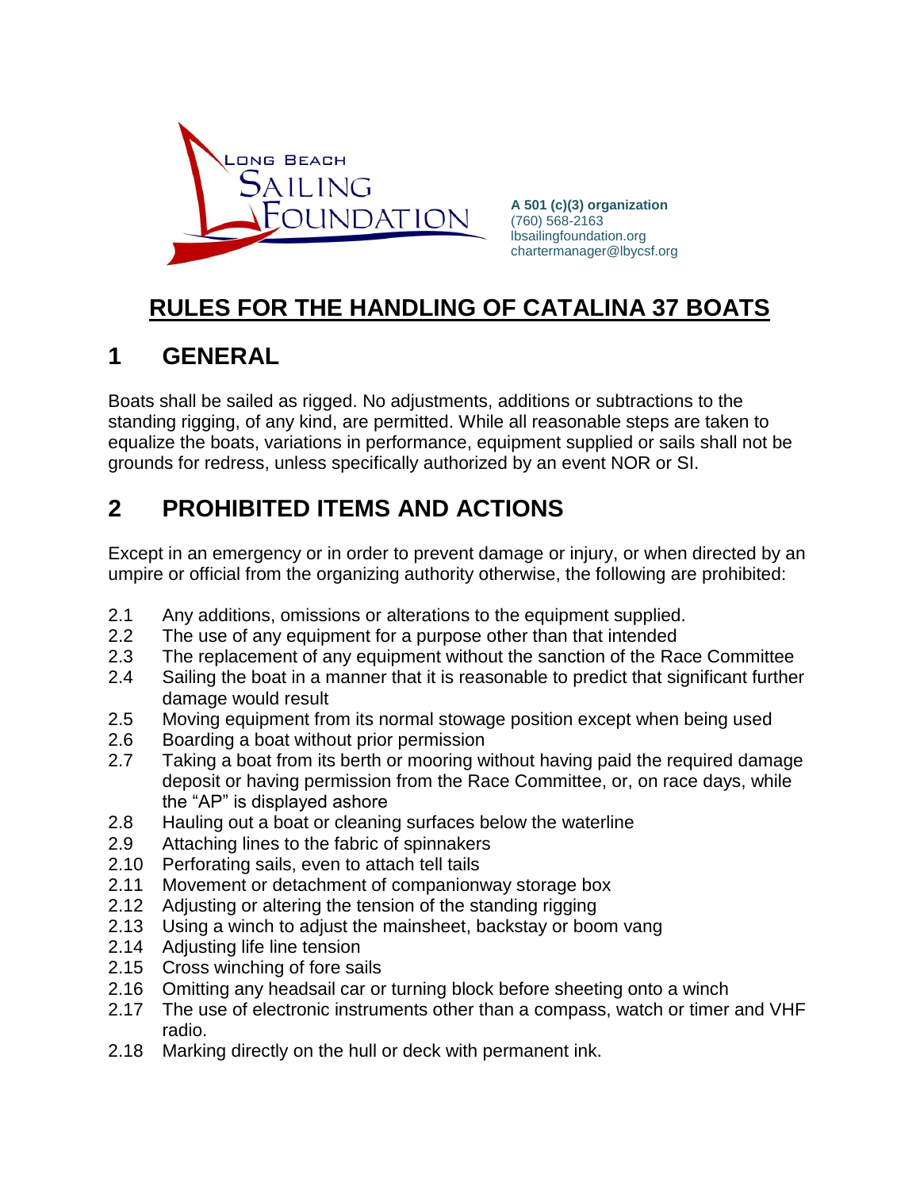**A 501 (c)(3) organization**
(760) 568-2163
lbsailingfoundation.org
chartermanager@lbycsf.org

# RULES FOR THE HANDLING OF CATALINA 37 BOATS

## 1 GENERAL

Boats shall be sailed as rigged. No adjustments, additions or subtractions to the standing rigging, of any kind, are permitted. While all reasonable steps are taken to equalize the boats, variations in performance, equipment supplied or sails shall not be grounds for redress, unless specifically authorized by an event NOR or SI.

## 2 PROHIBITED ITEMS AND ACTIONS

Except in an emergency or in order to prevent damage or injury, or when directed by an umpire or official from the organizing authority otherwise, the following are prohibited:

- 2.1 Any additions, omissions or alterations to the equipment supplied.
- 2.2 The use of any equipment for a purpose other than that intended
- 2.3 The replacement of any equipment without the sanction of the Race Committee
- 2.4 Sailing the boat in a manner that it is reasonable to predict that significant further damage would result
- 2.5 Moving equipment from its normal stowage position except when being used
- 2.6 Boarding a boat without prior permission
- 2.7 Taking a boat from its berth or mooring without having paid the required damage deposit or having permission from the Race Committee, or, on race days, while the "AP" is displayed ashore
- 2.8 Hauling out a boat or cleaning surfaces below the waterline
- 2.9 Attaching lines to the fabric of spinnakers
- 2.10 Perforating sails, even to attach tell tails
- 2.11 Movement or detachment of companionway storage box
- 2.12 Adjusting or altering the tension of the standing rigging
- 2.13 Using a winch to adjust the mainsheet, backstay or boom vang
- 2.14 Adjusting life line tension
- 2.15 Cross winching of fore sails
- 2.16 Omitting any headsail car or turning block before sheeting onto a winch
- 2.17 The use of electronic instruments other than a compass, watch or timer and VHF radio.
- 2.18 Marking directly on the hull or deck with permanent ink.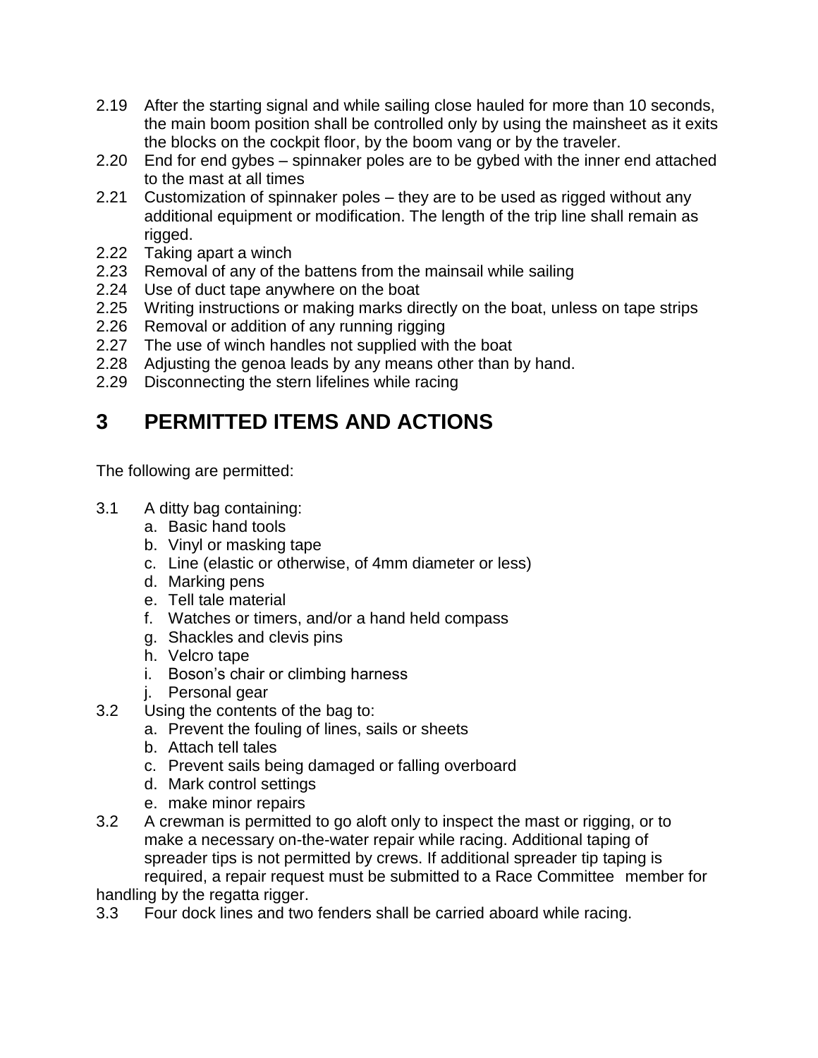2.19 After the starting signal and while sailing close hauled for more than 10 seconds, the main boom position shall be controlled only by using the mainsheet as it exits the blocks on the cockpit floor, by the boom vang or by the traveler.

2.20 End for end gybes – spinnaker poles are to be gybed with the inner end attached to the mast at all times

2.21 Customization of spinnaker poles – they are to be used as rigged without any additional equipment or modification. The length of the trip line shall remain as rigged.

2.22 Taking apart a winch

2.23 Removal of any of the battens from the mainsail while sailing

2.24 Use of duct tape anywhere on the boat

2.25 Writing instructions or making marks directly on the boat, unless on tape strips

2.26 Removal or addition of any running rigging

2.27 The use of winch handles not supplied with the boat

2.28 Adjusting the genoa leads by any means other than by hand.

2.29 Disconnecting the stern lifelines while racing

# 3 PERMITTED ITEMS AND ACTIONS

The following are permitted:

3.1 A ditty bag containing:
   a. Basic hand tools
   b. Vinyl or masking tape
   c. Line (elastic or otherwise, of 4mm diameter or less)
   d. Marking pens
   e. Tell tale material
   f. Watches or timers, and/or a hand held compass
   g. Shackles and clevis pins
   h. Velcro tape
   i. Boson's chair or climbing harness
   j. Personal gear

3.2 Using the contents of the bag to:
   a. Prevent the fouling of lines, sails or sheets
   b. Attach tell tales
   c. Prevent sails being damaged or falling overboard
   d. Mark control settings
   e. make minor repairs

3.2 A crewman is permitted to go aloft only to inspect the mast or rigging, or to make a necessary on-the-water repair while racing. Additional taping of spreader tips is not permitted by crews. If additional spreader tip taping is required, a repair request must be submitted to a Race Committee member for handling by the regatta rigger.

3.3 Four dock lines and two fenders shall be carried aboard while racing.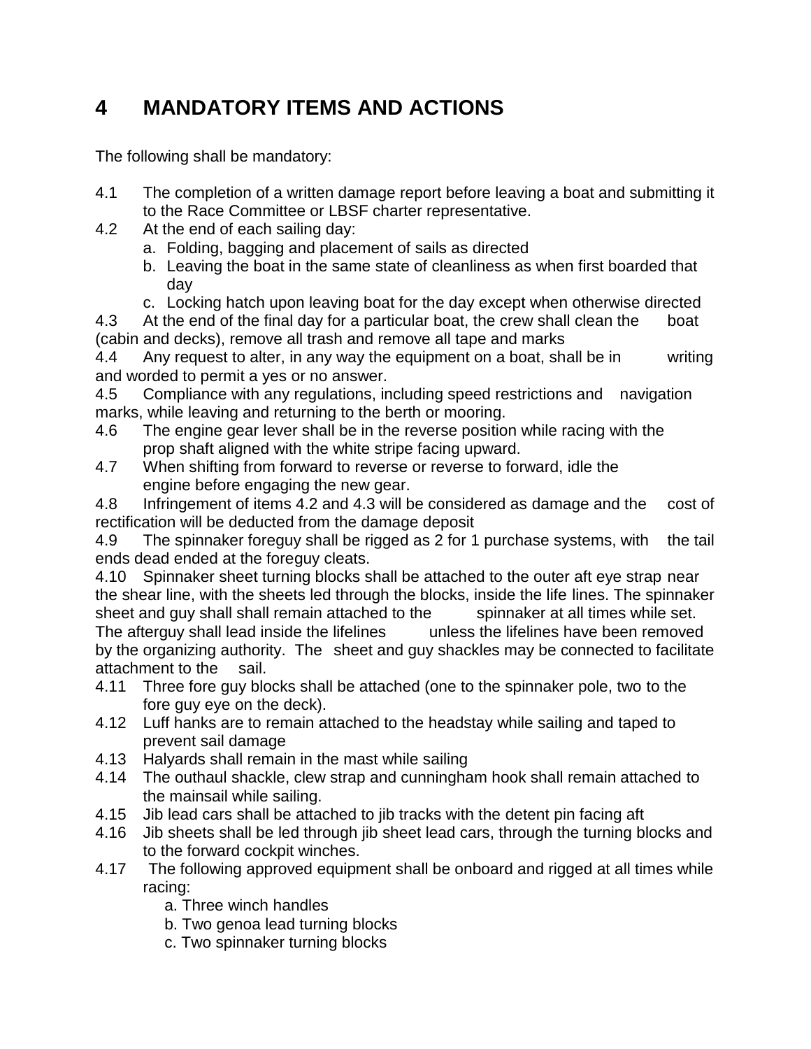# 4 MANDATORY ITEMS AND ACTIONS

The following shall be mandatory:

4.1 The completion of a written damage report before leaving a boat and submitting it to the Race Committee or LBSF charter representative.

4.2 At the end of each sailing day:

a. Folding, bagging and placement of sails as directed
b. Leaving the boat in the same state of cleanliness as when first boarded that day
c. Locking hatch upon leaving boat for the day except when otherwise directed

4.3 At the end of the final day for a particular boat, the crew shall clean the boat (cabin and decks), remove all trash and remove all tape and marks

4.4 Any request to alter, in any way the equipment on a boat, shall be in writing and worded to permit a yes or no answer.

4.5 Compliance with any regulations, including speed restrictions and navigation marks, while leaving and returning to the berth or mooring.

4.6 The engine gear lever shall be in the reverse position while racing with the prop shaft aligned with the white stripe facing upward.

4.7 When shifting from forward to reverse or reverse to forward, idle the engine before engaging the new gear.

4.8 Infringement of items 4.2 and 4.3 will be considered as damage and the cost of rectification will be deducted from the damage deposit

4.9 The spinnaker foreguy shall be rigged as 2 for 1 purchase systems, with the tail ends dead ended at the foreguy cleats.

4.10 Spinnaker sheet turning blocks shall be attached to the outer aft eye strap near the shear line, with the sheets led through the blocks, inside the life lines. The spinnaker sheet and guy shall shall remain attached to the spinnaker at all times while set. The afterguy shall lead inside the lifelines unless the lifelines have been removed by the organizing authority. The sheet and guy shackles may be connected to facilitate attachment to the sail.

4.11 Three fore guy blocks shall be attached (one to the spinnaker pole, two to the fore guy eye on the deck).

4.12 Luff hanks are to remain attached to the headstay while sailing and taped to prevent sail damage

4.13 Halyards shall remain in the mast while sailing

4.14 The outhaul shackle, clew strap and cunningham hook shall remain attached to the mainsail while sailing.

4.15 Jib lead cars shall be attached to jib tracks with the detent pin facing aft

4.16 Jib sheets shall be led through jib sheet lead cars, through the turning blocks and to the forward cockpit winches.

4.17 The following approved equipment shall be onboard and rigged at all times while racing:

a. Three winch handles
b. Two genoa lead turning blocks
c. Two spinnaker turning blocks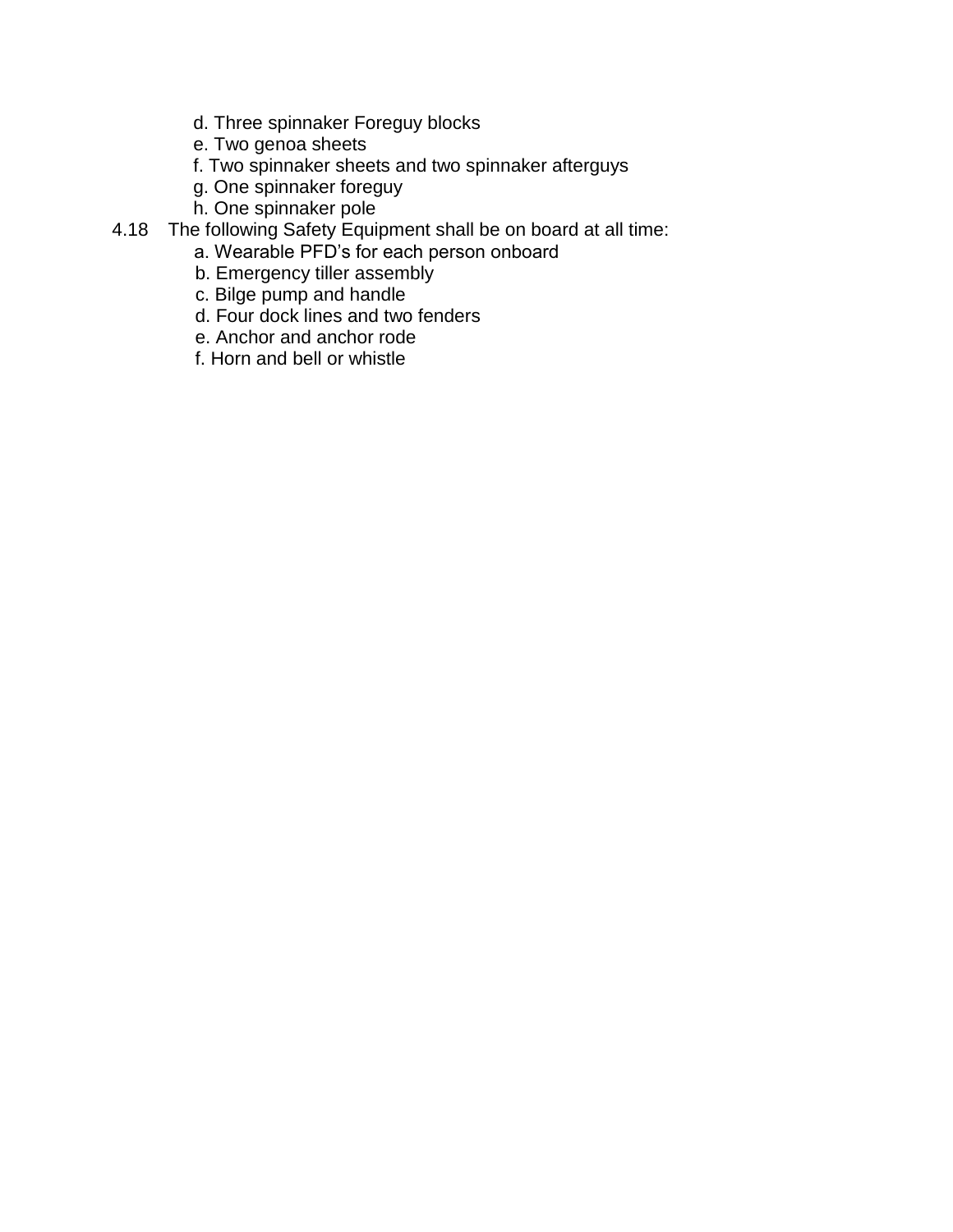d. Three spinnaker Foreguy blocks
e. Two genoa sheets
f. Two spinnaker sheets and two spinnaker afterguys
g. One spinnaker foreguy
h. One spinnaker pole

4.18 The following Safety Equipment shall be on board at all time:

a. Wearable PFD's for each person onboard
b. Emergency tiller assembly
c. Bilge pump and handle
d. Four dock lines and two fenders
e. Anchor and anchor rode
f. Horn and bell or whistle